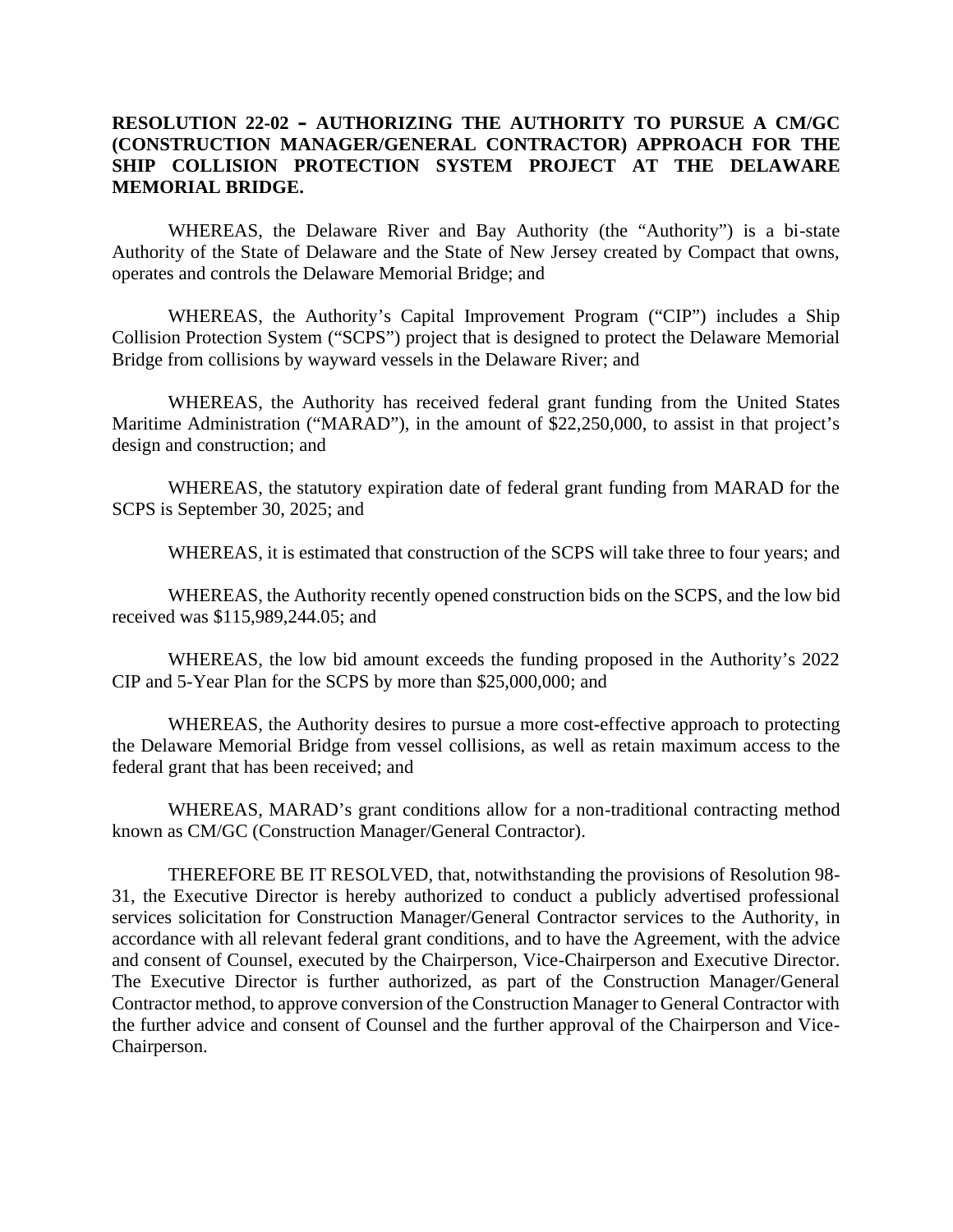**RESOLUTION 22-02 – AUTHORIZING THE AUTHORITY TO PURSUE A CM/GC (CONSTRUCTION MANAGER/GENERAL CONTRACTOR) APPROACH FOR THE SHIP COLLISION PROTECTION SYSTEM PROJECT AT THE DELAWARE MEMORIAL BRIDGE.**

WHEREAS, the Delaware River and Bay Authority (the "Authority") is a bi-state Authority of the State of Delaware and the State of New Jersey created by Compact that owns, operates and controls the Delaware Memorial Bridge; and

WHEREAS, the Authority's Capital Improvement Program ("CIP") includes a Ship Collision Protection System ("SCPS") project that is designed to protect the Delaware Memorial Bridge from collisions by wayward vessels in the Delaware River; and

WHEREAS, the Authority has received federal grant funding from the United States Maritime Administration ("MARAD"), in the amount of $22,250,000, to assist in that project's design and construction; and

WHEREAS, the statutory expiration date of federal grant funding from MARAD for the SCPS is September 30, 2025; and

WHEREAS, it is estimated that construction of the SCPS will take three to four years; and

WHEREAS, the Authority recently opened construction bids on the SCPS, and the low bid received was $115,989,244.05; and

WHEREAS, the low bid amount exceeds the funding proposed in the Authority's 2022 CIP and 5-Year Plan for the SCPS by more than $25,000,000; and

WHEREAS, the Authority desires to pursue a more cost-effective approach to protecting the Delaware Memorial Bridge from vessel collisions, as well as retain maximum access to the federal grant that has been received; and

WHEREAS, MARAD's grant conditions allow for a non-traditional contracting method known as CM/GC (Construction Manager/General Contractor).

THEREFORE BE IT RESOLVED, that, notwithstanding the provisions of Resolution 98-31, the Executive Director is hereby authorized to conduct a publicly advertised professional services solicitation for Construction Manager/General Contractor services to the Authority, in accordance with all relevant federal grant conditions, and to have the Agreement, with the advice and consent of Counsel, executed by the Chairperson, Vice-Chairperson and Executive Director. The Executive Director is further authorized, as part of the Construction Manager/General Contractor method, to approve conversion of the Construction Manager to General Contractor with the further advice and consent of Counsel and the further approval of the Chairperson and Vice-Chairperson.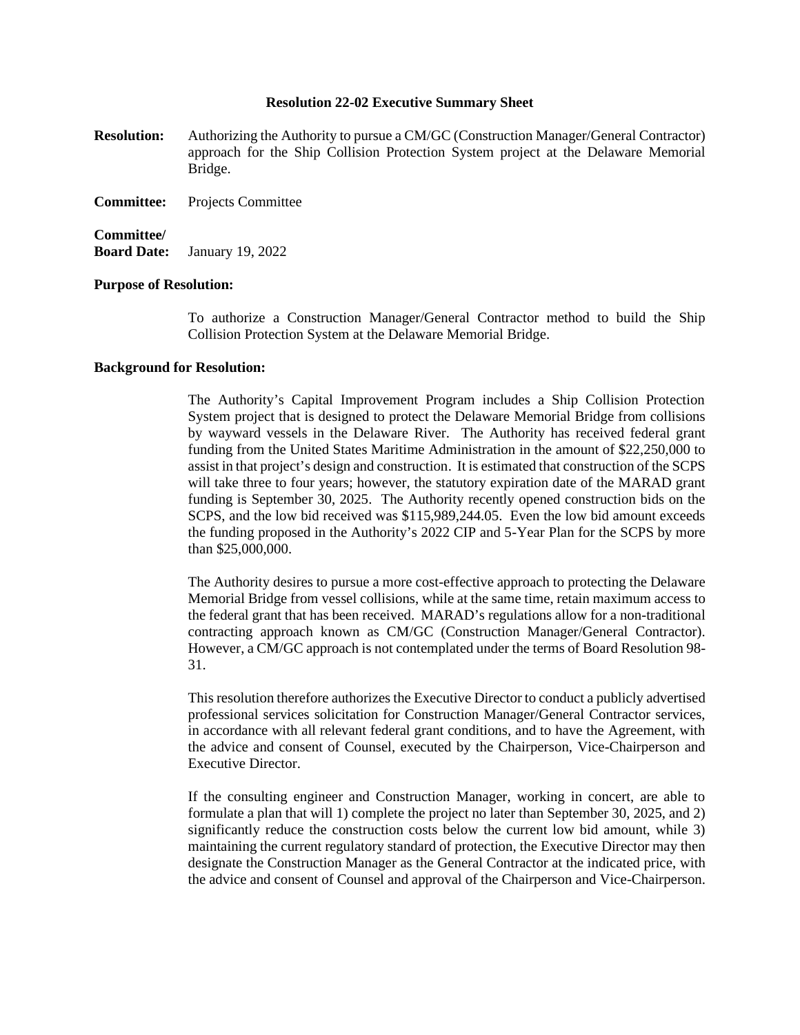**Resolution 22-02 Executive Summary Sheet**

**Resolution:** Authorizing the Authority to pursue a CM/GC (Construction Manager/General Contractor) approach for the Ship Collision Protection System project at the Delaware Memorial Bridge.

**Committee:** Projects Committee

**Committee/ Board Date:** January 19, 2022

**Purpose of Resolution:**

To authorize a Construction Manager/General Contractor method to build the Ship Collision Protection System at the Delaware Memorial Bridge.

**Background for Resolution:**

The Authority's Capital Improvement Program includes a Ship Collision Protection System project that is designed to protect the Delaware Memorial Bridge from collisions by wayward vessels in the Delaware River. The Authority has received federal grant funding from the United States Maritime Administration in the amount of $22,250,000 to assist in that project's design and construction. It is estimated that construction of the SCPS will take three to four years; however, the statutory expiration date of the MARAD grant funding is September 30, 2025. The Authority recently opened construction bids on the SCPS, and the low bid received was $115,989,244.05. Even the low bid amount exceeds the funding proposed in the Authority's 2022 CIP and 5-Year Plan for the SCPS by more than $25,000,000.

The Authority desires to pursue a more cost-effective approach to protecting the Delaware Memorial Bridge from vessel collisions, while at the same time, retain maximum access to the federal grant that has been received. MARAD's regulations allow for a non-traditional contracting approach known as CM/GC (Construction Manager/General Contractor). However, a CM/GC approach is not contemplated under the terms of Board Resolution 98-31.

This resolution therefore authorizes the Executive Director to conduct a publicly advertised professional services solicitation for Construction Manager/General Contractor services, in accordance with all relevant federal grant conditions, and to have the Agreement, with the advice and consent of Counsel, executed by the Chairperson, Vice-Chairperson and Executive Director.

If the consulting engineer and Construction Manager, working in concert, are able to formulate a plan that will 1) complete the project no later than September 30, 2025, and 2) significantly reduce the construction costs below the current low bid amount, while 3) maintaining the current regulatory standard of protection, the Executive Director may then designate the Construction Manager as the General Contractor at the indicated price, with the advice and consent of Counsel and approval of the Chairperson and Vice-Chairperson.